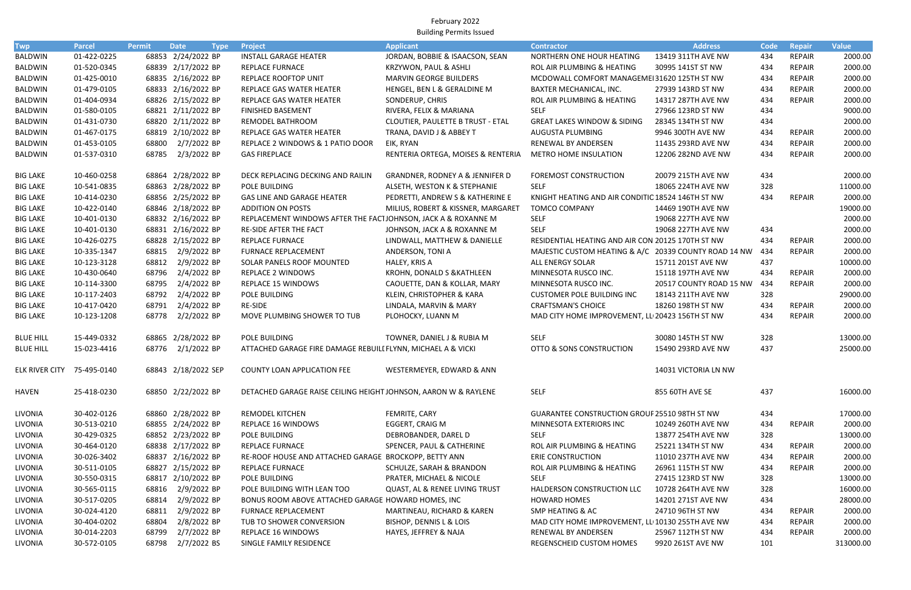February 2022
Building Permits Issued

| Twp | Parcel | Permit | Date | Type | Project | Applicant | Contractor | Address | Code | Repair | Value |
|---|---|---|---|---|---|---|---|---|---|---|---|
| BALDWIN | 01-422-0225 | 68853 | 2/24/2022 | BP | INSTALL GARAGE HEATER | JORDAN, BOBBIE & ISAACSON, SEAN | NORTHERN ONE HOUR HEATING | 13419 311TH AVE NW | 434 | REPAIR | 2000.00 |
| BALDWIN | 01-520-0345 | 68839 | 2/17/2022 | BP | REPLACE FURNACE | KRZYWON, PAUL & ASHLI | ROL AIR PLUMBING & HEATING | 30995 141ST ST NW | 434 | REPAIR | 2000.00 |
| BALDWIN | 01-425-0010 | 68835 | 2/16/2022 | BP | REPLACE ROOFTOP UNIT | MARVIN GEORGE BUILDERS | MCDOWALL COMFORT MANAGEMEI | 31620 125TH ST NW | 434 | REPAIR | 2000.00 |
| BALDWIN | 01-479-0105 | 68833 | 2/16/2022 | BP | REPLACE GAS WATER HEATER | HENGEL, BEN L & GERALDINE M | BAXTER MECHANICAL, INC. | 27939 143RD ST NW | 434 | REPAIR | 2000.00 |
| BALDWIN | 01-404-0934 | 68826 | 2/15/2022 | BP | REPLACE GAS WATER HEATER | SONDERUP, CHRIS | ROL AIR PLUMBING & HEATING | 14317 287TH AVE NW | 434 | REPAIR | 2000.00 |
| BALDWIN | 01-580-0105 | 68821 | 2/11/2022 | BP | FINISHED BASEMENT | RIVERA, FELIX & MARIANA | SELF | 27966 123RD ST NW | 434 | | 9000.00 |
| BALDWIN | 01-431-0730 | 68820 | 2/11/2022 | BP | REMODEL BATHROOM | CLOUTIER, PAULETTE B TRUST - ETAL | GREAT LAKES WINDOW & SIDING | 28345 134TH ST NW | 434 | | 2000.00 |
| BALDWIN | 01-467-0175 | 68819 | 2/10/2022 | BP | REPLACE GAS WATER HEATER | TRANA, DAVID J & ABBEY T | AUGUSTA PLUMBING | 9946 300TH AVE NW | 434 | REPAIR | 2000.00 |
| BALDWIN | 01-453-0105 | 68800 | 2/7/2022 | BP | REPLACE 2 WINDOWS & 1 PATIO DOOR | EIK, RYAN | RENEWAL BY ANDERSEN | 11435 293RD AVE NW | 434 | REPAIR | 2000.00 |
| BALDWIN | 01-537-0310 | 68785 | 2/3/2022 | BP | GAS FIREPLACE | RENTERIA ORTEGA, MOISES & RENTERIA | METRO HOME INSULATION | 12206 282ND AVE NW | 434 | REPAIR | 2000.00 |
| BIG LAKE | 10-460-0258 | 68864 | 2/28/2022 | BP | DECK REPLACING DECKING AND RAILIN | GRANDNER, RODNEY A & JENNIFER D | FOREMOST CONSTRUCTION | 20079 215TH AVE NW | 434 | | 2000.00 |
| BIG LAKE | 10-541-0835 | 68863 | 2/28/2022 | BP | POLE BUILDING | ALSETH, WESTON K & STEPHANIE | SELF | 18065 224TH AVE NW | 328 | | 11000.00 |
| BIG LAKE | 10-414-0230 | 68856 | 2/25/2022 | BP | GAS LINE AND GARAGE HEATER | PEDRETTI, ANDREW S & KATHERINE E | KNIGHT HEATING AND AIR CONDITIC | 18524 146TH ST NW | 434 | REPAIR | 2000.00 |
| BIG LAKE | 10-422-0140 | 68846 | 2/18/2022 | BP | ADDITION ON POSTS | MILIUS, ROBERT & KISSNER, MARGARET | TOMCO COMPANY | 14469 190TH AVE NW | | | 19000.00 |
| BIG LAKE | 10-401-0130 | 68832 | 2/16/2022 | BP | REPLACEMENT WINDOWS AFTER THE FACT | JOHNSON, JACK A & ROXANNE M | SELF | 19068 227TH AVE NW | | | 2000.00 |
| BIG LAKE | 10-401-0130 | 68831 | 2/16/2022 | BP | RE-SIDE AFTER THE FACT | JOHNSON, JACK A & ROXANNE M | SELF | 19068 227TH AVE NW | 434 | | 2000.00 |
| BIG LAKE | 10-426-0275 | 68828 | 2/15/2022 | BP | REPLACE FURNACE | LINDWALL, MATTHEW & DANIELLE | RESIDENTIAL HEATING AND AIR CON | 20125 170TH ST NW | 434 | REPAIR | 2000.00 |
| BIG LAKE | 10-335-1347 | 68815 | 2/9/2022 | BP | FURNACE REPLACEMENT | ANDERSON, TONI A | MAJESTIC CUSTOM HEATING & A/C | 20339 COUNTY ROAD 14 NW | 434 | REPAIR | 2000.00 |
| BIG LAKE | 10-123-3128 | 68812 | 2/9/2022 | BP | SOLAR PANELS ROOF MOUNTED | HALEY, KRIS A | ALL ENERGY SOLAR | 15711 201ST AVE NW | 437 | | 10000.00 |
| BIG LAKE | 10-430-0640 | 68796 | 2/4/2022 | BP | REPLACE 2 WINDOWS | KROHN, DONALD S &KATHLEEN | MINNESOTA RUSCO INC. | 15118 197TH AVE NW | 434 | REPAIR | 2000.00 |
| BIG LAKE | 10-114-3300 | 68795 | 2/4/2022 | BP | REPLACE 15 WINDOWS | CAOUETTE, DAN & KOLLAR, MARY | MINNESOTA RUSCO INC. | 20517 COUNTY ROAD 15 NW | 434 | REPAIR | 2000.00 |
| BIG LAKE | 10-117-2403 | 68792 | 2/4/2022 | BP | POLE BUILDING | KLEIN, CHRISTOPHER & KARA | CUSTOMER POLE BUILDING INC | 18143 211TH AVE NW | 328 | | 29000.00 |
| BIG LAKE | 10-417-0420 | 68791 | 2/4/2022 | BP | RE-SIDE | LINDALA, MARVIN & MARY | CRAFTSMAN'S CHOICE | 18260 198TH ST NW | 434 | REPAIR | 2000.00 |
| BIG LAKE | 10-123-1208 | 68778 | 2/2/2022 | BP | MOVE PLUMBING SHOWER TO TUB | PLOHOCKY, LUANN M | MAD CITY HOME IMPROVEMENT, LL | 20423 156TH ST NW | 434 | REPAIR | 2000.00 |
| BLUE HILL | 15-449-0332 | 68865 | 2/28/2022 | BP | POLE BUILDING | TOWNER, DANIEL J & RUBIA M | SELF | 30080 145TH ST NW | 328 | | 13000.00 |
| BLUE HILL | 15-023-4416 | 68776 | 2/1/2022 | BP | ATTACHED GARAGE FIRE DAMAGE REBUILD | FLYNN, MICHAEL A & VICKI | OTTO & SONS CONSTRUCTION | 15490 293RD AVE NW | 437 | | 25000.00 |
| ELK RIVER CITY | 75-495-0140 | 68843 | 2/18/2022 | SEP | COUNTY LOAN APPLICATION FEE | WESTERMEYER, EDWARD & ANN | | 14031 VICTORIA LN NW | | | |
| HAVEN | 25-418-0230 | 68850 | 2/22/2022 | BP | DETACHED GARAGE RAISE CEILING HEIGHT | JOHNSON, AARON W & RAYLENE | SELF | 855 60TH AVE SE | 437 | | 16000.00 |
| LIVONIA | 30-402-0126 | 68860 | 2/28/2022 | BP | REMODEL KITCHEN | FEMRITE, CARY | GUARANTEE CONSTRUCTION GROUP | 25510 98TH ST NW | 434 | | 17000.00 |
| LIVONIA | 30-513-0210 | 68855 | 2/24/2022 | BP | REPLACE 16 WINDOWS | EGGERT, CRAIG M | MINNESOTA EXTERIORS INC | 10249 260TH AVE NW | 434 | REPAIR | 2000.00 |
| LIVONIA | 30-429-0325 | 68852 | 2/23/2022 | BP | POLE BUILDING | DEBROBANDER, DAREL D | SELF | 13877 254TH AVE NW | 328 | | 13000.00 |
| LIVONIA | 30-464-0120 | 68838 | 2/17/2022 | BP | REPLACE FURNACE | SPENCER, PAUL & CATHERINE | ROL AIR PLUMBING & HEATING | 25221 134TH ST NW | 434 | REPAIR | 2000.00 |
| LIVONIA | 30-026-3402 | 68837 | 2/16/2022 | BP | RE-ROOF HOUSE AND ATTACHED GARAGE | BROCKOPP, BETTY ANN | ERIE CONSTRUCTION | 11010 237TH AVE NW | 434 | REPAIR | 2000.00 |
| LIVONIA | 30-511-0105 | 68827 | 2/15/2022 | BP | REPLACE FURNACE | SCHULZE, SARAH & BRANDON | ROL AIR PLUMBING & HEATING | 26961 115TH ST NW | 434 | REPAIR | 2000.00 |
| LIVONIA | 30-550-0315 | 68817 | 2/10/2022 | BP | POLE BUILDING | PRATER, MICHAEL & NICOLE | SELF | 27415 123RD ST NW | 328 | | 13000.00 |
| LIVONIA | 30-565-0115 | 68816 | 2/9/2022 | BP | POLE BUILDING WITH LEAN TOO | QUAST, AL & RENEE LIVING TRUST | HALDERSON CONSTRUCTION LLC | 10728 264TH AVE NW | 328 | | 16000.00 |
| LIVONIA | 30-517-0205 | 68814 | 2/9/2022 | BP | BONUS ROOM ABOVE ATTACHED GARAGE | HOWARD HOMES, INC | HOWARD HOMES | 14201 271ST AVE NW | 434 | | 28000.00 |
| LIVONIA | 30-024-4120 | 68811 | 2/9/2022 | BP | FURNACE REPLACEMENT | MARTINEAU, RICHARD & KAREN | SMP HEATING & AC | 24710 96TH ST NW | 434 | REPAIR | 2000.00 |
| LIVONIA | 30-404-0202 | 68804 | 2/8/2022 | BP | TUB TO SHOWER CONVERSION | BISHOP, DENNIS L & LOIS | MAD CITY HOME IMPROVEMENT, LL | 10130 255TH AVE NW | 434 | REPAIR | 2000.00 |
| LIVONIA | 30-014-2203 | 68799 | 2/7/2022 | BP | REPLACE 16 WINDOWS | HAYES, JEFFREY & NAJA | RENEWAL BY ANDERSEN | 25967 112TH ST NW | 434 | REPAIR | 2000.00 |
| LIVONIA | 30-572-0105 | 68798 | 2/7/2022 | BS | SINGLE FAMILY RESIDENCE | | REGENSCHEID CUSTOM HOMES | 9920 261ST AVE NW | 101 | | 313000.00 |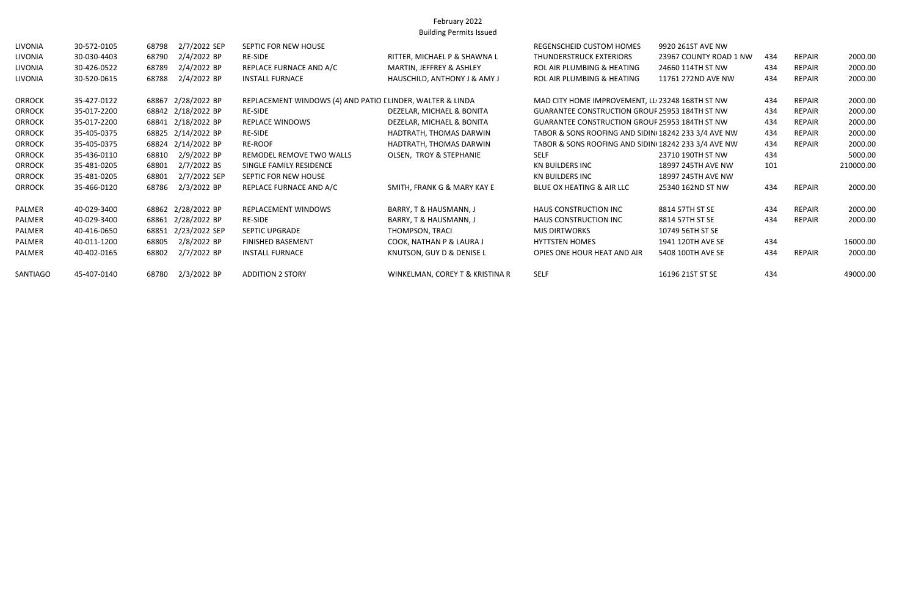February 2022
Building Permits Issued

| | | | | | | | | | | | |
|---|---|---|---|---|---|---|---|---|---|---|---|
| LIVONIA | 30-572-0105 | 68798 | 2/7/2022 SEP | SEPTIC FOR NEW HOUSE | | REGENSCHEID CUSTOM HOMES | 9920 261ST AVE NW | | | |
| LIVONIA | 30-030-4403 | 68790 | 2/4/2022 BP | RE-SIDE | RITTER, MICHAEL P & SHAWNA L | THUNDERSTRUCK EXTERIORS | 23967 COUNTY ROAD 1 NW | 434 | REPAIR | 2000.00 |
| LIVONIA | 30-426-0522 | 68789 | 2/4/2022 BP | REPLACE FURNACE AND A/C | MARTIN, JEFFREY & ASHLEY | ROL AIR PLUMBING & HEATING | 24660 114TH ST NW | 434 | REPAIR | 2000.00 |
| LIVONIA | 30-520-0615 | 68788 | 2/4/2022 BP | INSTALL FURNACE | HAUSCHILD, ANTHONY J & AMY J | ROL AIR PLUMBING & HEATING | 11761 272ND AVE NW | 434 | REPAIR | 2000.00 |
| ORROCK | 35-427-0122 | 68867 | 2/28/2022 BP | REPLACEMENT WINDOWS (4) AND PATIO E | LINDER, WALTER & LINDA | MAD CITY HOME IMPROVEMENT, LL | 23248 168TH ST NW | 434 | REPAIR | 2000.00 |
| ORROCK | 35-017-2200 | 68842 | 2/18/2022 BP | RE-SIDE | DEZELAR, MICHAEL & BONITA | GUARANTEE CONSTRUCTION GROUF | 25953 184TH ST NW | 434 | REPAIR | 2000.00 |
| ORROCK | 35-017-2200 | 68841 | 2/18/2022 BP | REPLACE WINDOWS | DEZELAR, MICHAEL & BONITA | GUARANTEE CONSTRUCTION GROUF | 25953 184TH ST NW | 434 | REPAIR | 2000.00 |
| ORROCK | 35-405-0375 | 68825 | 2/14/2022 BP | RE-SIDE | HADTRATH, THOMAS DARWIN | TABOR & SONS ROOFING AND SIDIN | 18242 233 3/4 AVE NW | 434 | REPAIR | 2000.00 |
| ORROCK | 35-405-0375 | 68824 | 2/14/2022 BP | RE-ROOF | HADTRATH, THOMAS DARWIN | TABOR & SONS ROOFING AND SIDIN | 18242 233 3/4 AVE NW | 434 | REPAIR | 2000.00 |
| ORROCK | 35-436-0110 | 68810 | 2/9/2022 BP | REMODEL REMOVE TWO WALLS | OLSEN, TROY & STEPHANIE | SELF | 23710 190TH ST NW | 434 | | 5000.00 |
| ORROCK | 35-481-0205 | 68801 | 2/7/2022 BS | SINGLE FAMILY RESIDENCE | | KN BUILDERS INC | 18997 245TH AVE NW | 101 | | 210000.00 |
| ORROCK | 35-481-0205 | 68801 | 2/7/2022 SEP | SEPTIC FOR NEW HOUSE | | KN BUILDERS INC | 18997 245TH AVE NW | | | |
| ORROCK | 35-466-0120 | 68786 | 2/3/2022 BP | REPLACE FURNACE AND A/C | SMITH, FRANK G & MARY KAY E | BLUE OX HEATING & AIR LLC | 25340 162ND ST NW | 434 | REPAIR | 2000.00 |
| PALMER | 40-029-3400 | 68862 | 2/28/2022 BP | REPLACEMENT WINDOWS | BARRY, T & HAUSMANN, J | HAUS CONSTRUCTION INC | 8814 57TH ST SE | 434 | REPAIR | 2000.00 |
| PALMER | 40-029-3400 | 68861 | 2/28/2022 BP | RE-SIDE | BARRY, T & HAUSMANN, J | HAUS CONSTRUCTION INC | 8814 57TH ST SE | 434 | REPAIR | 2000.00 |
| PALMER | 40-416-0650 | 68851 | 2/23/2022 SEP | SEPTIC UPGRADE | THOMPSON, TRACI | MJS DIRTWORKS | 10749 56TH ST SE | | | |
| PALMER | 40-011-1200 | 68805 | 2/8/2022 BP | FINISHED BASEMENT | COOK, NATHAN P & LAURA J | HYTTSTEN HOMES | 1941 120TH AVE SE | 434 | | 16000.00 |
| PALMER | 40-402-0165 | 68802 | 2/7/2022 BP | INSTALL FURNACE | KNUTSON, GUY D & DENISE L | OPIES ONE HOUR HEAT AND AIR | 5408 100TH AVE SE | 434 | REPAIR | 2000.00 |
| SANTIAGO | 45-407-0140 | 68780 | 2/3/2022 BP | ADDITION 2 STORY | WINKELMAN, COREY T & KRISTINA R | SELF | 16196 21ST ST SE | 434 | | 49000.00 |